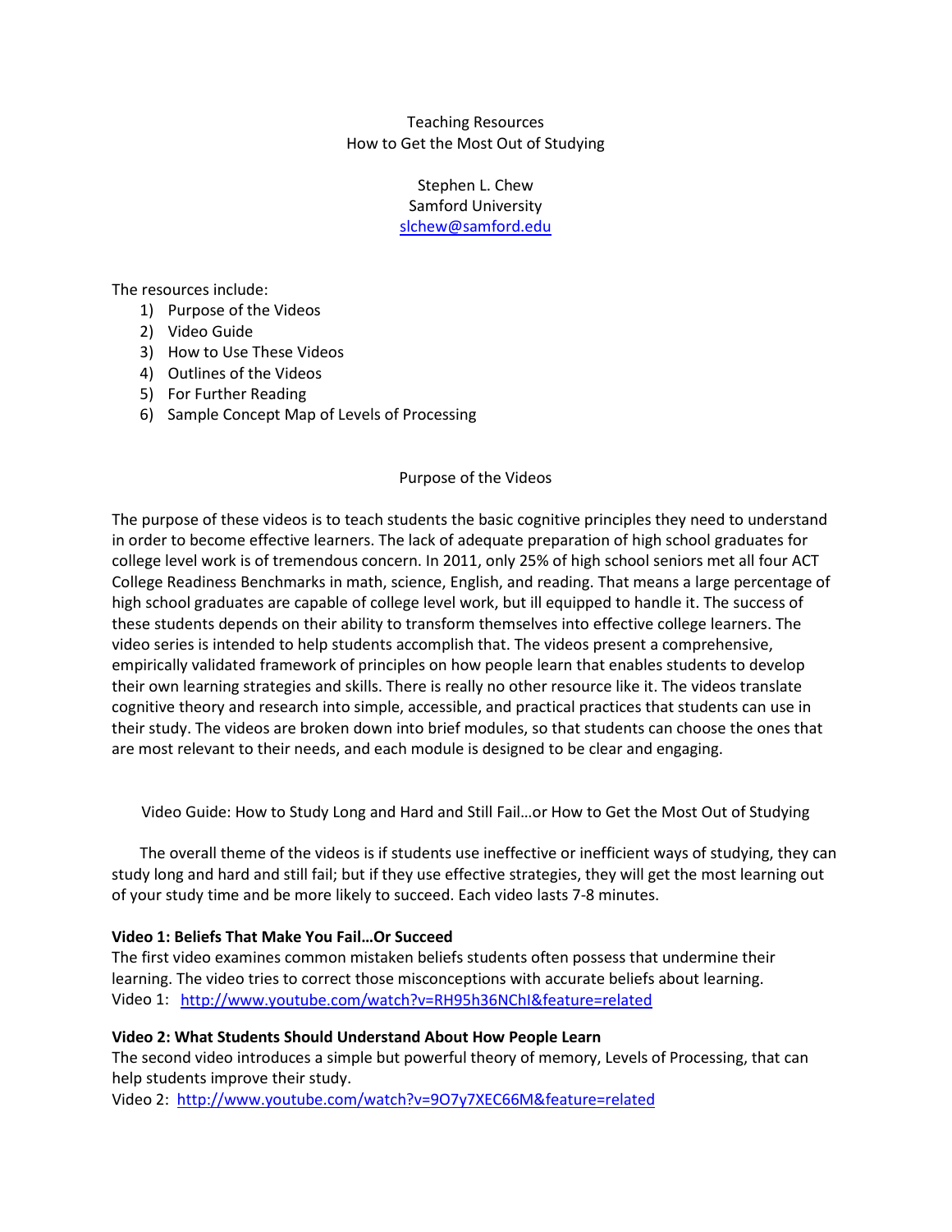# Teaching Resources
# How to Get the Most Out of Studying

Stephen L. Chew
Samford University
slchew@samford.edu

The resources include:

1) Purpose of the Videos
2) Video Guide
3) How to Use These Videos
4) Outlines of the Videos
5) For Further Reading
6) Sample Concept Map of Levels of Processing

## Purpose of the Videos

The purpose of these videos is to teach students the basic cognitive principles they need to understand in order to become effective learners. The lack of adequate preparation of high school graduates for college level work is of tremendous concern. In 2011, only 25% of high school seniors met all four ACT College Readiness Benchmarks in math, science, English, and reading. That means a large percentage of high school graduates are capable of college level work, but ill equipped to handle it. The success of these students depends on their ability to transform themselves into effective college learners. The video series is intended to help students accomplish that. The videos present a comprehensive, empirically validated framework of principles on how people learn that enables students to develop their own learning strategies and skills. There is really no other resource like it. The videos translate cognitive theory and research into simple, accessible, and practical practices that students can use in their study. The videos are broken down into brief modules, so that students can choose the ones that are most relevant to their needs, and each module is designed to be clear and engaging.

## Video Guide: How to Study Long and Hard and Still Fail…or How to Get the Most Out of Studying

The overall theme of the videos is if students use ineffective or inefficient ways of studying, they can study long and hard and still fail; but if they use effective strategies, they will get the most learning out of your study time and be more likely to succeed. Each video lasts 7-8 minutes.

**Video 1: Beliefs That Make You Fail…Or Succeed**
The first video examines common mistaken beliefs students often possess that undermine their learning. The video tries to correct those misconceptions with accurate beliefs about learning.
Video 1: http://www.youtube.com/watch?v=RH95h36NChI&feature=related

**Video 2: What Students Should Understand About How People Learn**
The second video introduces a simple but powerful theory of memory, Levels of Processing, that can help students improve their study.
Video 2: http://www.youtube.com/watch?v=9O7y7XEC66M&feature=related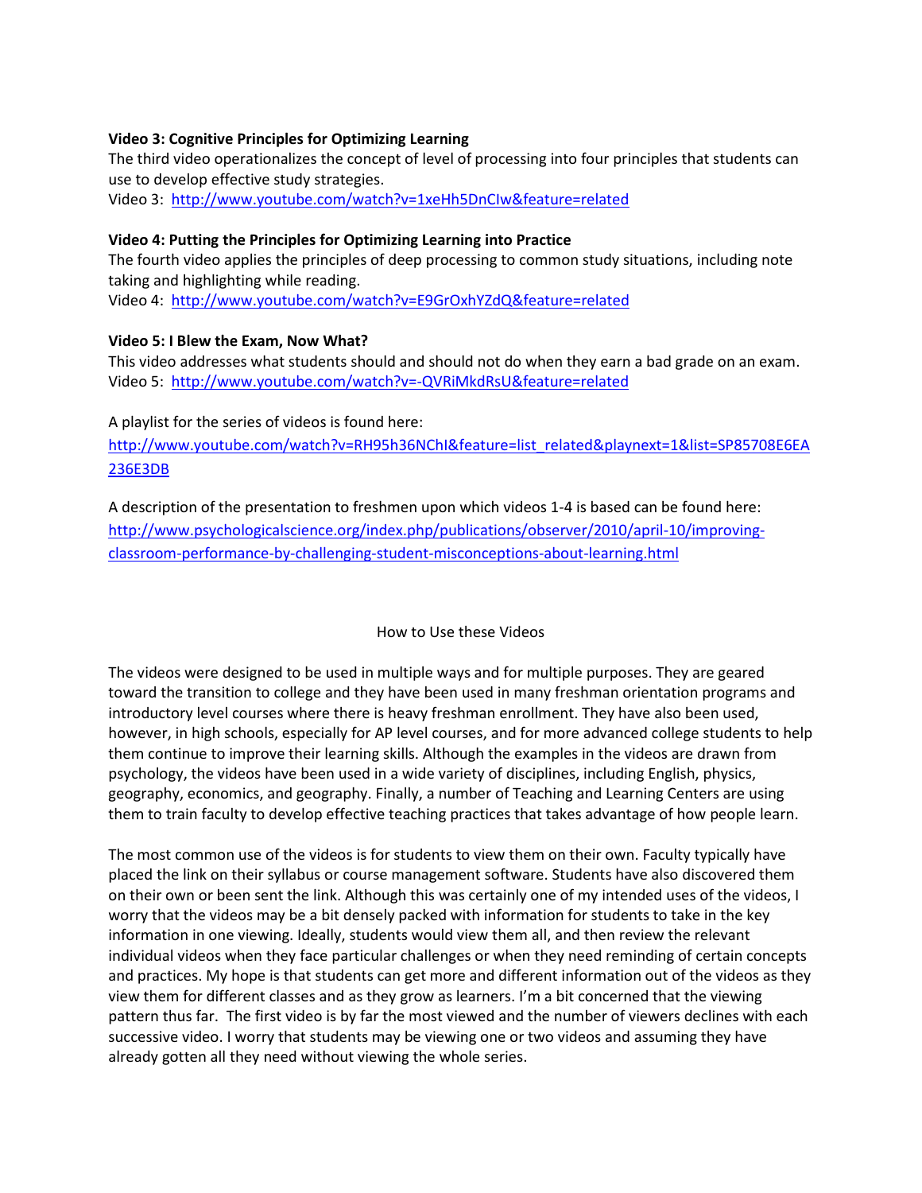**Video 3: Cognitive Principles for Optimizing Learning**
The third video operationalizes the concept of level of processing into four principles that students can use to develop effective study strategies.
Video 3: http://www.youtube.com/watch?v=1xeHh5DnCIw&feature=related

**Video 4: Putting the Principles for Optimizing Learning into Practice**
The fourth video applies the principles of deep processing to common study situations, including note taking and highlighting while reading.
Video 4: http://www.youtube.com/watch?v=E9GrOxhYZdQ&feature=related

**Video 5: I Blew the Exam, Now What?**
This video addresses what students should and should not do when they earn a bad grade on an exam.
Video 5: http://www.youtube.com/watch?v=-QVRiMkdRsU&feature=related

A playlist for the series of videos is found here:
http://www.youtube.com/watch?v=RH95h36NChI&feature=list_related&playnext=1&list=SP85708E6EA236E3DB

A description of the presentation to freshmen upon which videos 1-4 is based can be found here:
http://www.psychologicalscience.org/index.php/publications/observer/2010/april-10/improving-classroom-performance-by-challenging-student-misconceptions-about-learning.html

## How to Use these Videos

The videos were designed to be used in multiple ways and for multiple purposes. They are geared toward the transition to college and they have been used in many freshman orientation programs and introductory level courses where there is heavy freshman enrollment. They have also been used, however, in high schools, especially for AP level courses, and for more advanced college students to help them continue to improve their learning skills. Although the examples in the videos are drawn from psychology, the videos have been used in a wide variety of disciplines, including English, physics, geography, economics, and geography. Finally, a number of Teaching and Learning Centers are using them to train faculty to develop effective teaching practices that takes advantage of how people learn.

The most common use of the videos is for students to view them on their own. Faculty typically have placed the link on their syllabus or course management software. Students have also discovered them on their own or been sent the link. Although this was certainly one of my intended uses of the videos, I worry that the videos may be a bit densely packed with information for students to take in the key information in one viewing. Ideally, students would view them all, and then review the relevant individual videos when they face particular challenges or when they need reminding of certain concepts and practices. My hope is that students can get more and different information out of the videos as they view them for different classes and as they grow as learners. I'm a bit concerned that the viewing pattern thus far. The first video is by far the most viewed and the number of viewers declines with each successive video. I worry that students may be viewing one or two videos and assuming they have already gotten all they need without viewing the whole series.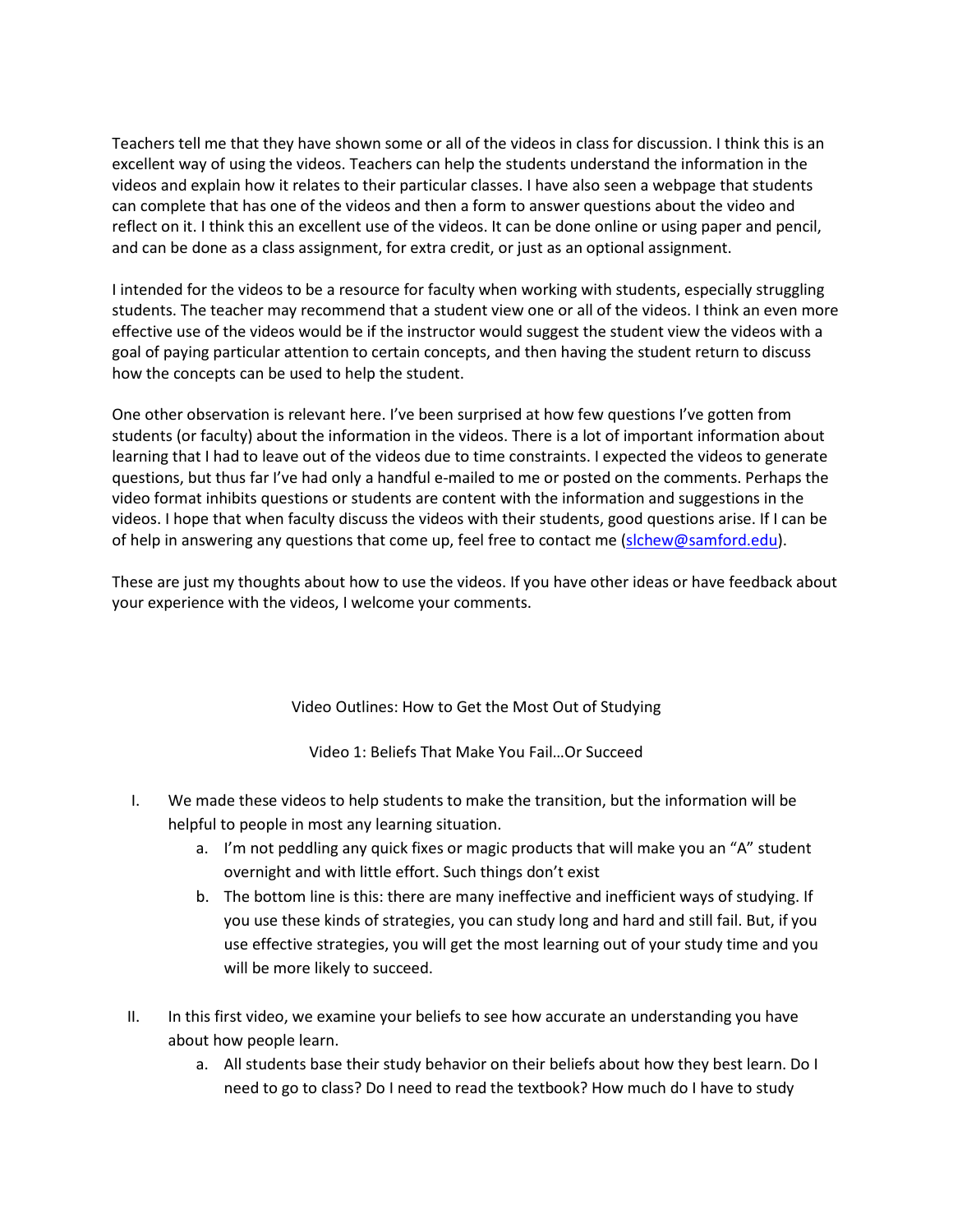Teachers tell me that they have shown some or all of the videos in class for discussion. I think this is an excellent way of using the videos. Teachers can help the students understand the information in the videos and explain how it relates to their particular classes. I have also seen a webpage that students can complete that has one of the videos and then a form to answer questions about the video and reflect on it. I think this an excellent use of the videos. It can be done online or using paper and pencil, and can be done as a class assignment, for extra credit, or just as an optional assignment.

I intended for the videos to be a resource for faculty when working with students, especially struggling students. The teacher may recommend that a student view one or all of the videos. I think an even more effective use of the videos would be if the instructor would suggest the student view the videos with a goal of paying particular attention to certain concepts, and then having the student return to discuss how the concepts can be used to help the student.

One other observation is relevant here. I've been surprised at how few questions I've gotten from students (or faculty) about the information in the videos. There is a lot of important information about learning that I had to leave out of the videos due to time constraints. I expected the videos to generate questions, but thus far I've had only a handful e-mailed to me or posted on the comments. Perhaps the video format inhibits questions or students are content with the information and suggestions in the videos. I hope that when faculty discuss the videos with their students, good questions arise. If I can be of help in answering any questions that come up, feel free to contact me (slchew@samford.edu).

These are just my thoughts about how to use the videos. If you have other ideas or have feedback about your experience with the videos, I welcome your comments.

## Video Outlines: How to Get the Most Out of Studying

### Video 1: Beliefs That Make You Fail…Or Succeed

I. We made these videos to help students to make the transition, but the information will be helpful to people in most any learning situation.
   a. I'm not peddling any quick fixes or magic products that will make you an "A" student overnight and with little effort. Such things don't exist
   b. The bottom line is this: there are many ineffective and inefficient ways of studying. If you use these kinds of strategies, you can study long and hard and still fail. But, if you use effective strategies, you will get the most learning out of your study time and you will be more likely to succeed.

II. In this first video, we examine your beliefs to see how accurate an understanding you have about how people learn.
   a. All students base their study behavior on their beliefs about how they best learn. Do I need to go to class? Do I need to read the textbook? How much do I have to study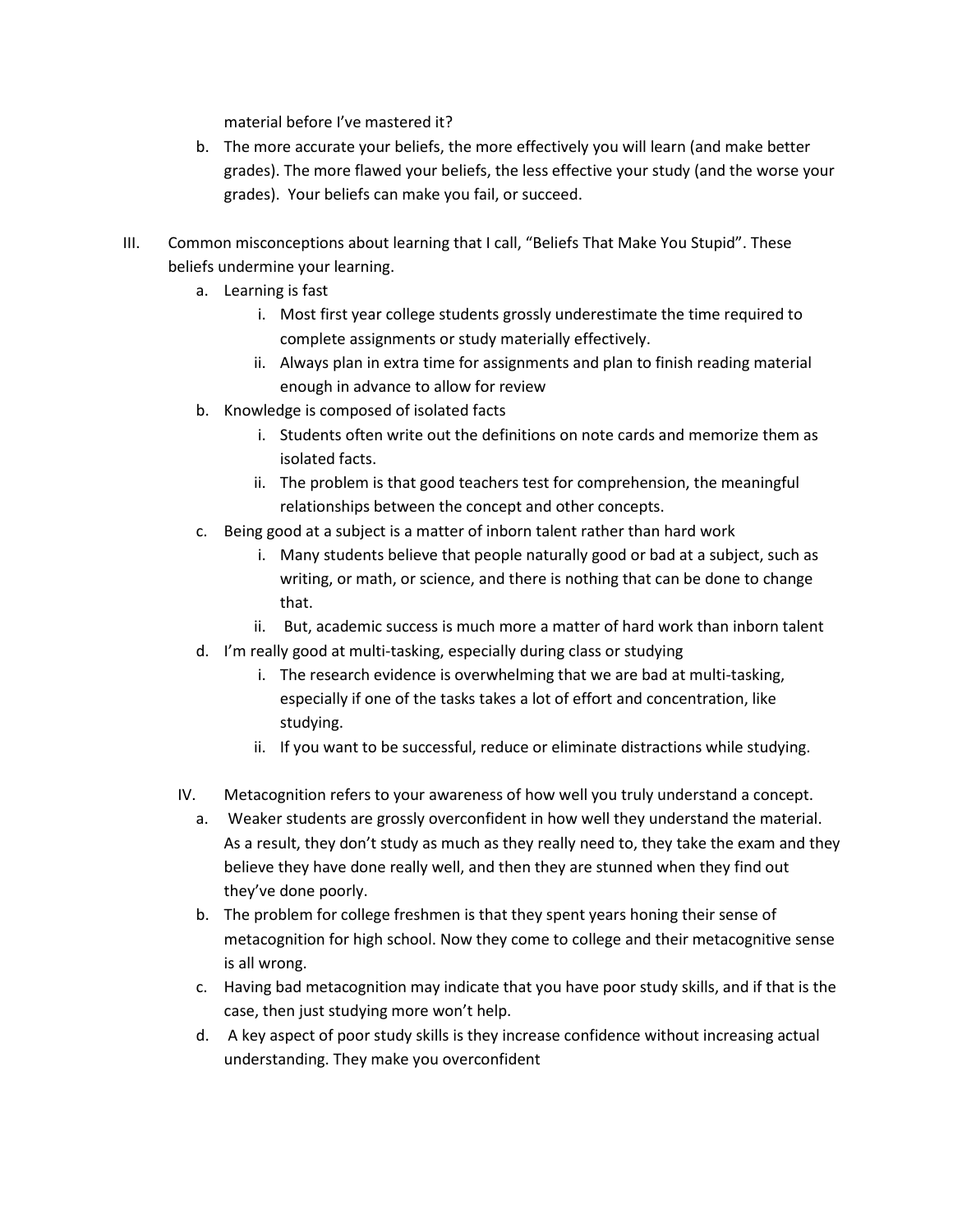material before I've mastered it?

b. The more accurate your beliefs, the more effectively you will learn (and make better grades). The more flawed your beliefs, the less effective your study (and the worse your grades). Your beliefs can make you fail, or succeed.

III. Common misconceptions about learning that I call, "Beliefs That Make You Stupid". These beliefs undermine your learning.

   a. Learning is fast
      i. Most first year college students grossly underestimate the time required to complete assignments or study materially effectively.
      ii. Always plan in extra time for assignments and plan to finish reading material enough in advance to allow for review
   b. Knowledge is composed of isolated facts
      i. Students often write out the definitions on note cards and memorize them as isolated facts.
      ii. The problem is that good teachers test for comprehension, the meaningful relationships between the concept and other concepts.
   c. Being good at a subject is a matter of inborn talent rather than hard work
      i. Many students believe that people naturally good or bad at a subject, such as writing, or math, or science, and there is nothing that can be done to change that.
      ii. But, academic success is much more a matter of hard work than inborn talent
   d. I'm really good at multi-tasking, especially during class or studying
      i. The research evidence is overwhelming that we are bad at multi-tasking, especially if one of the tasks takes a lot of effort and concentration, like studying.
      ii. If you want to be successful, reduce or eliminate distractions while studying.

IV. Metacognition refers to your awareness of how well you truly understand a concept.

   a. Weaker students are grossly overconfident in how well they understand the material. As a result, they don't study as much as they really need to, they take the exam and they believe they have done really well, and then they are stunned when they find out they've done poorly.
   b. The problem for college freshmen is that they spent years honing their sense of metacognition for high school. Now they come to college and their metacognitive sense is all wrong.
   c. Having bad metacognition may indicate that you have poor study skills, and if that is the case, then just studying more won't help.
   d. A key aspect of poor study skills is they increase confidence without increasing actual understanding. They make you overconfident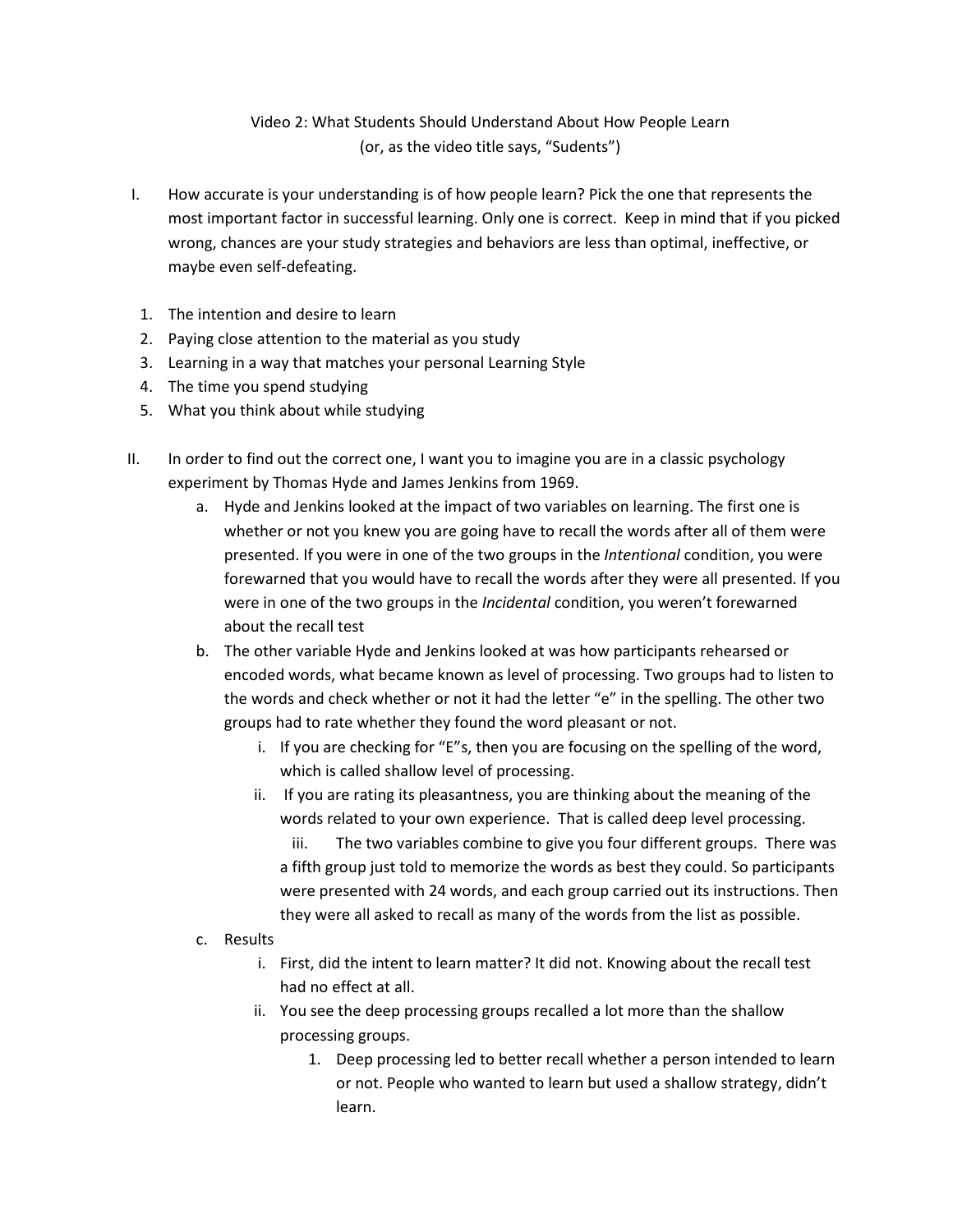Video 2: What Students Should Understand About How People Learn
(or, as the video title says, "Sudents")

I. How accurate is your understanding is of how people learn? Pick the one that represents the most important factor in successful learning. Only one is correct. Keep in mind that if you picked wrong, chances are your study strategies and behaviors are less than optimal, ineffective, or maybe even self-defeating.

   1. The intention and desire to learn
   2. Paying close attention to the material as you study
   3. Learning in a way that matches your personal Learning Style
   4. The time you spend studying
   5. What you think about while studying

II. In order to find out the correct one, I want you to imagine you are in a classic psychology experiment by Thomas Hyde and James Jenkins from 1969.
   a. Hyde and Jenkins looked at the impact of two variables on learning. The first one is whether or not you knew you are going have to recall the words after all of them were presented. If you were in one of the two groups in the *Intentional* condition, you were forewarned that you would have to recall the words after they were all presented. If you were in one of the two groups in the *Incidental* condition, you weren't forewarned about the recall test
   b. The other variable Hyde and Jenkins looked at was how participants rehearsed or encoded words, what became known as level of processing. Two groups had to listen to the words and check whether or not it had the letter "e" in the spelling. The other two groups had to rate whether they found the word pleasant or not.
      i. If you are checking for "E"s, then you are focusing on the spelling of the word, which is called shallow level of processing.
      ii. If you are rating its pleasantness, you are thinking about the meaning of the words related to your own experience. That is called deep level processing.
      iii. The two variables combine to give you four different groups. There was a fifth group just told to memorize the words as best they could. So participants were presented with 24 words, and each group carried out its instructions. Then they were all asked to recall as many of the words from the list as possible.
   c. Results
      i. First, did the intent to learn matter? It did not. Knowing about the recall test had no effect at all.
      ii. You see the deep processing groups recalled a lot more than the shallow processing groups.
         1. Deep processing led to better recall whether a person intended to learn or not. People who wanted to learn but used a shallow strategy, didn't learn.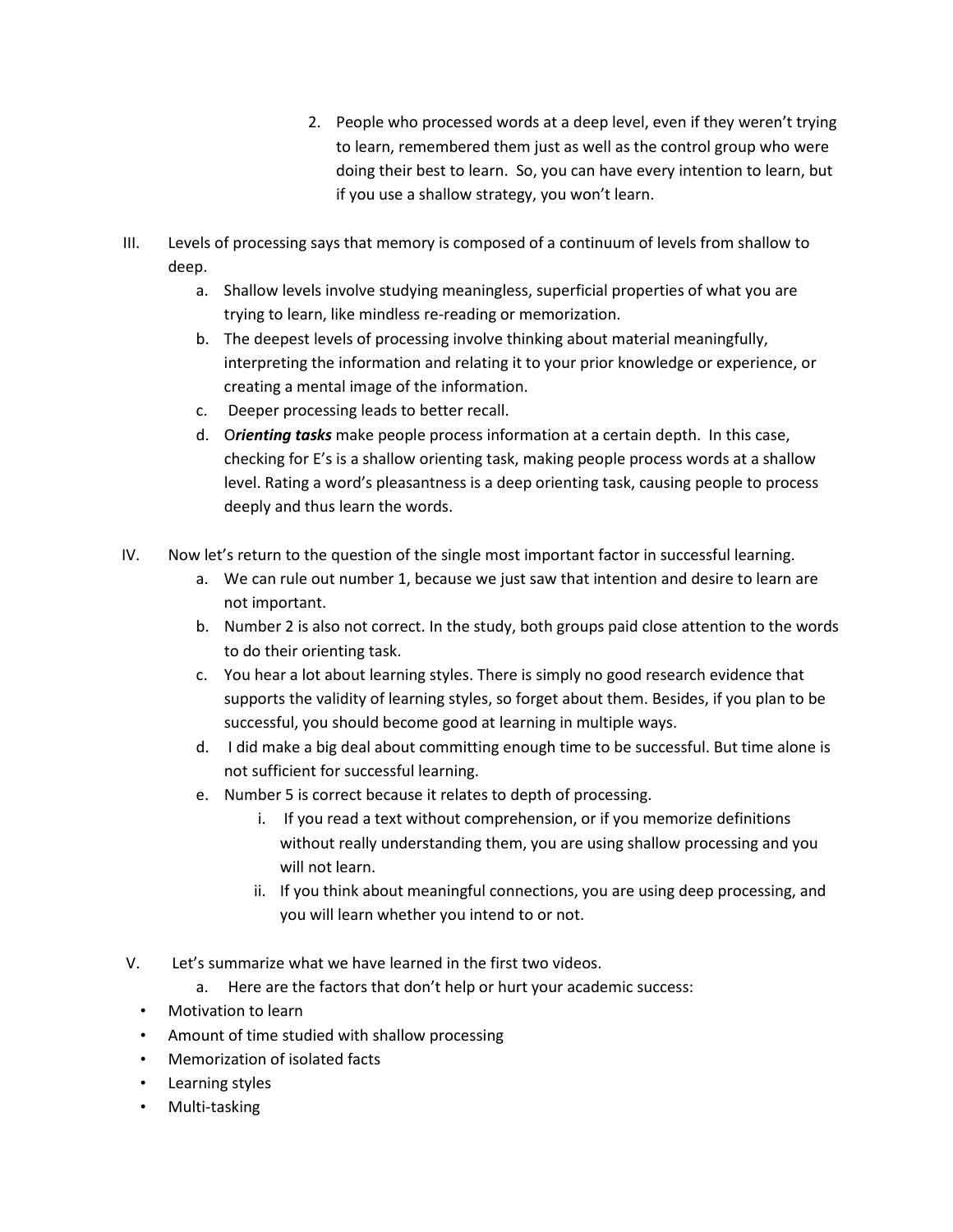2. People who processed words at a deep level, even if they weren't trying to learn, remembered them just as well as the control group who were doing their best to learn. So, you can have every intention to learn, but if you use a shallow strategy, you won't learn.

III. Levels of processing says that memory is composed of a continuum of levels from shallow to deep.

   a. Shallow levels involve studying meaningless, superficial properties of what you are trying to learn, like mindless re-reading or memorization.
   b. The deepest levels of processing involve thinking about material meaningfully, interpreting the information and relating it to your prior knowledge or experience, or creating a mental image of the information.
   c. Deeper processing leads to better recall.
   d. O***rienting tasks*** make people process information at a certain depth. In this case, checking for E's is a shallow orienting task, making people process words at a shallow level. Rating a word's pleasantness is a deep orienting task, causing people to process deeply and thus learn the words.

IV. Now let's return to the question of the single most important factor in successful learning.

   a. We can rule out number 1, because we just saw that intention and desire to learn are not important.
   b. Number 2 is also not correct. In the study, both groups paid close attention to the words to do their orienting task.
   c. You hear a lot about learning styles. There is simply no good research evidence that supports the validity of learning styles, so forget about them. Besides, if you plan to be successful, you should become good at learning in multiple ways.
   d. I did make a big deal about committing enough time to be successful. But time alone is not sufficient for successful learning.
   e. Number 5 is correct because it relates to depth of processing.
      i. If you read a text without comprehension, or if you memorize definitions without really understanding them, you are using shallow processing and you will not learn.
      ii. If you think about meaningful connections, you are using deep processing, and you will learn whether you intend to or not.

V. Let's summarize what we have learned in the first two videos.

   a. Here are the factors that don't help or hurt your academic success:

- Motivation to learn
- Amount of time studied with shallow processing
- Memorization of isolated facts
- Learning styles
- Multi-tasking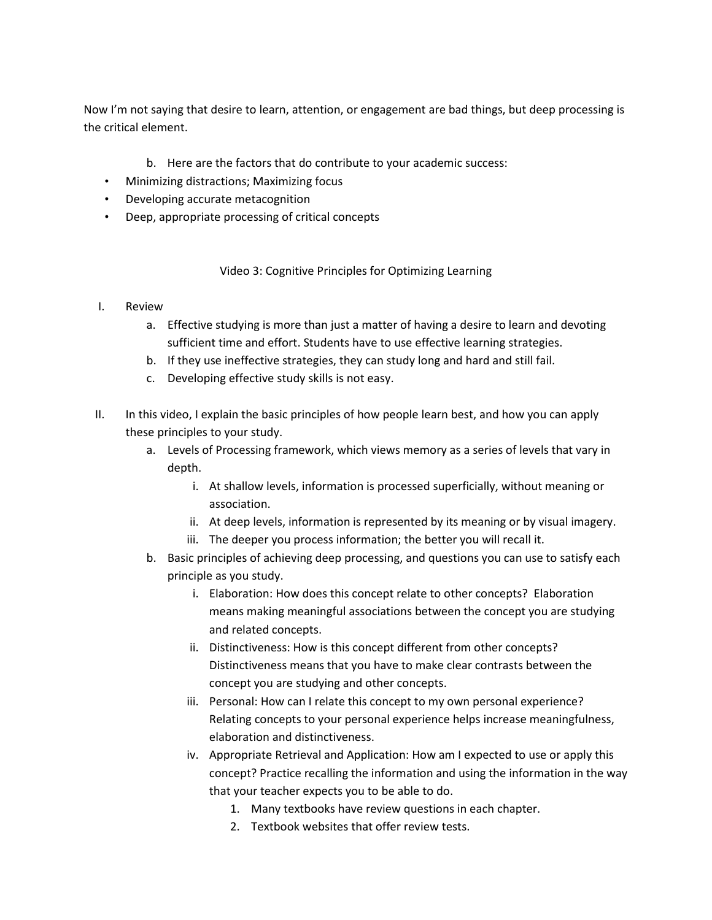Now I'm not saying that desire to learn, attention, or engagement are bad things, but deep processing is the critical element.

b. Here are the factors that do contribute to your academic success:

- Minimizing distractions; Maximizing focus
- Developing accurate metacognition
- Deep, appropriate processing of critical concepts

## Video 3: Cognitive Principles for Optimizing Learning

I. Review
   a. Effective studying is more than just a matter of having a desire to learn and devoting sufficient time and effort. Students have to use effective learning strategies.
   b. If they use ineffective strategies, they can study long and hard and still fail.
   c. Developing effective study skills is not easy.

II. In this video, I explain the basic principles of how people learn best, and how you can apply these principles to your study.
   a. Levels of Processing framework, which views memory as a series of levels that vary in depth.
      i. At shallow levels, information is processed superficially, without meaning or association.
      ii. At deep levels, information is represented by its meaning or by visual imagery.
      iii. The deeper you process information; the better you will recall it.
   b. Basic principles of achieving deep processing, and questions you can use to satisfy each principle as you study.
      i. Elaboration: How does this concept relate to other concepts? Elaboration means making meaningful associations between the concept you are studying and related concepts.
      ii. Distinctiveness: How is this concept different from other concepts? Distinctiveness means that you have to make clear contrasts between the concept you are studying and other concepts.
      iii. Personal: How can I relate this concept to my own personal experience? Relating concepts to your personal experience helps increase meaningfulness, elaboration and distinctiveness.
      iv. Appropriate Retrieval and Application: How am I expected to use or apply this concept? Practice recalling the information and using the information in the way that your teacher expects you to be able to do.
         1. Many textbooks have review questions in each chapter.
         2. Textbook websites that offer review tests.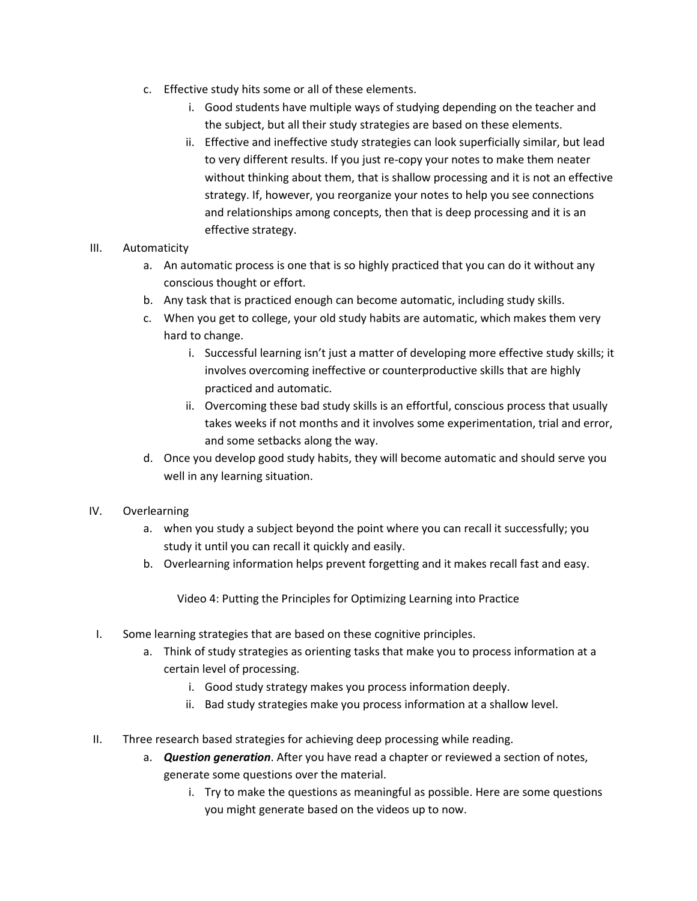c. Effective study hits some or all of these elements.
   i. Good students have multiple ways of studying depending on the teacher and the subject, but all their study strategies are based on these elements.
   ii. Effective and ineffective study strategies can look superficially similar, but lead to very different results. If you just re-copy your notes to make them neater without thinking about them, that is shallow processing and it is not an effective strategy. If, however, you reorganize your notes to help you see connections and relationships among concepts, then that is deep processing and it is an effective strategy.

III. Automaticity
   a. An automatic process is one that is so highly practiced that you can do it without any conscious thought or effort.
   b. Any task that is practiced enough can become automatic, including study skills.
   c. When you get to college, your old study habits are automatic, which makes them very hard to change.
      i. Successful learning isn't just a matter of developing more effective study skills; it involves overcoming ineffective or counterproductive skills that are highly practiced and automatic.
      ii. Overcoming these bad study skills is an effortful, conscious process that usually takes weeks if not months and it involves some experimentation, trial and error, and some setbacks along the way.
   d. Once you develop good study habits, they will become automatic and should serve you well in any learning situation.

IV. Overlearning
   a. when you study a subject beyond the point where you can recall it successfully; you study it until you can recall it quickly and easily.
   b. Overlearning information helps prevent forgetting and it makes recall fast and easy.

## Video 4: Putting the Principles for Optimizing Learning into Practice

I. Some learning strategies that are based on these cognitive principles.
   a. Think of study strategies as orienting tasks that make you to process information at a certain level of processing.
      i. Good study strategy makes you process information deeply.
      ii. Bad study strategies make you process information at a shallow level.

II. Three research based strategies for achieving deep processing while reading.
   a. ***Question generation***. After you have read a chapter or reviewed a section of notes, generate some questions over the material.
      i. Try to make the questions as meaningful as possible. Here are some questions you might generate based on the videos up to now.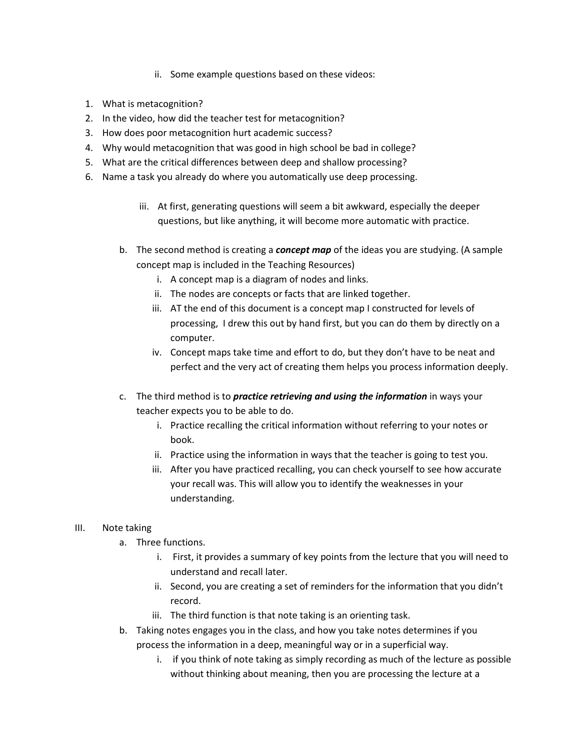ii. Some example questions based on these videos:

1. What is metacognition?
2. In the video, how did the teacher test for metacognition?
3. How does poor metacognition hurt academic success?
4. Why would metacognition that was good in high school be bad in college?
5. What are the critical differences between deep and shallow processing?
6. Name a task you already do where you automatically use deep processing.

iii. At first, generating questions will seem a bit awkward, especially the deeper questions, but like anything, it will become more automatic with practice.

b. The second method is creating a ***concept map*** of the ideas you are studying. (A sample concept map is included in the Teaching Resources)
   i. A concept map is a diagram of nodes and links.
   ii. The nodes are concepts or facts that are linked together.
   iii. AT the end of this document is a concept map I constructed for levels of processing, I drew this out by hand first, but you can do them by directly on a computer.
   iv. Concept maps take time and effort to do, but they don't have to be neat and perfect and the very act of creating them helps you process information deeply.

c. The third method is to ***practice retrieving and using the information*** in ways your teacher expects you to be able to do.
   i. Practice recalling the critical information without referring to your notes or book.
   ii. Practice using the information in ways that the teacher is going to test you.
   iii. After you have practiced recalling, you can check yourself to see how accurate your recall was. This will allow you to identify the weaknesses in your understanding.

III. Note taking
   a. Three functions.
      i. First, it provides a summary of key points from the lecture that you will need to understand and recall later.
      ii. Second, you are creating a set of reminders for the information that you didn't record.
      iii. The third function is that note taking is an orienting task.
   b. Taking notes engages you in the class, and how you take notes determines if you process the information in a deep, meaningful way or in a superficial way.
      i. if you think of note taking as simply recording as much of the lecture as possible without thinking about meaning, then you are processing the lecture at a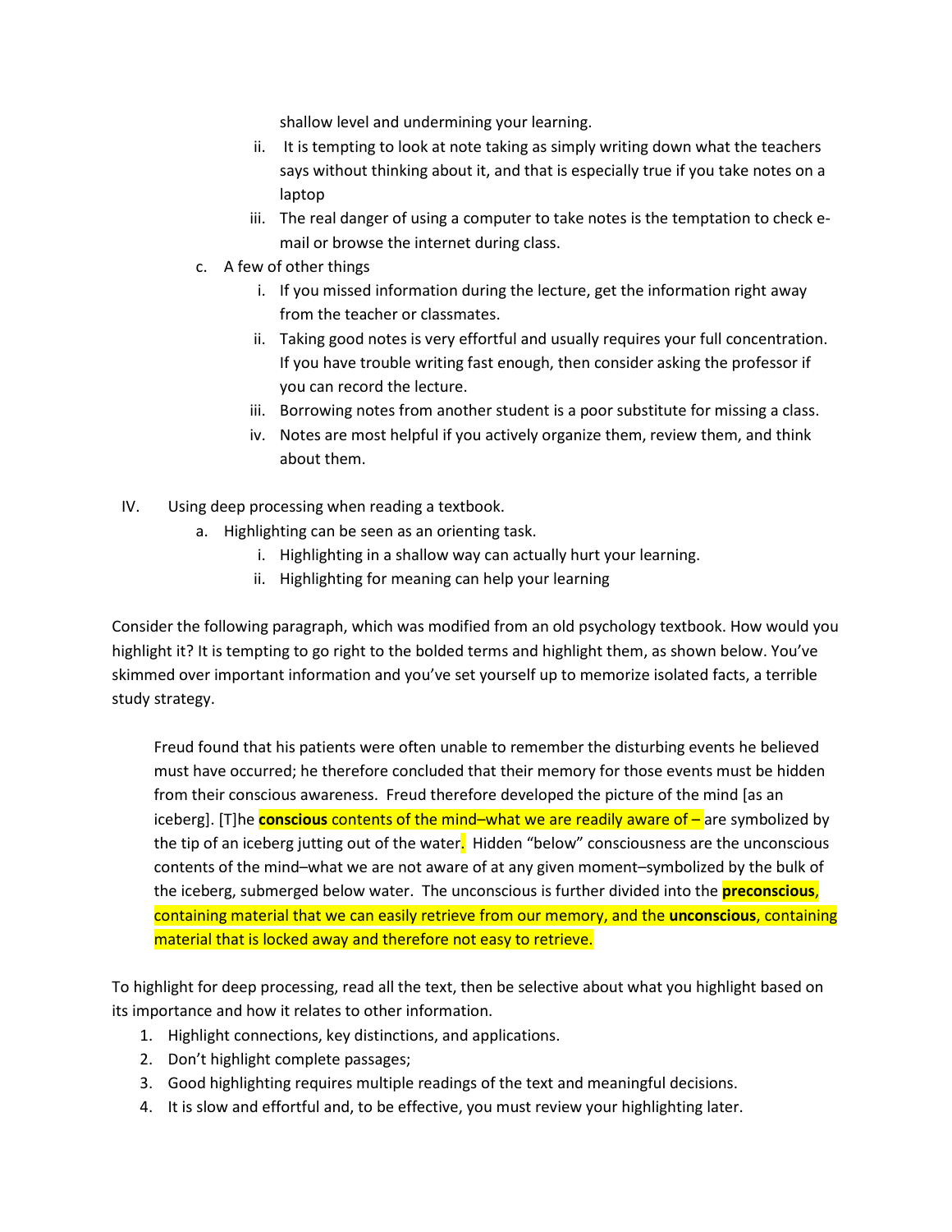shallow level and undermining your learning.

   ii. It is tempting to look at note taking as simply writing down what the teachers says without thinking about it, and that is especially true if you take notes on a laptop

   iii. The real danger of using a computer to take notes is the temptation to check e-mail or browse the internet during class.

c. A few of other things

   i. If you missed information during the lecture, get the information right away from the teacher or classmates.

   ii. Taking good notes is very effortful and usually requires your full concentration. If you have trouble writing fast enough, then consider asking the professor if you can record the lecture.

   iii. Borrowing notes from another student is a poor substitute for missing a class.

   iv. Notes are most helpful if you actively organize them, review them, and think about them.

IV. Using deep processing when reading a textbook.

   a. Highlighting can be seen as an orienting task.

      i. Highlighting in a shallow way can actually hurt your learning.

      ii. Highlighting for meaning can help your learning

Consider the following paragraph, which was modified from an old psychology textbook. How would you highlight it? It is tempting to go right to the bolded terms and highlight them, as shown below. You've skimmed over important information and you've set yourself up to memorize isolated facts, a terrible study strategy.

> Freud found that his patients were often unable to remember the disturbing events he believed must have occurred; he therefore concluded that their memory for those events must be hidden from their conscious awareness. Freud therefore developed the picture of the mind [as an iceberg]. [T]he **conscious** contents of the mind–what we are readily aware of – are symbolized by the tip of an iceberg jutting out of the water. Hidden "below" consciousness are the unconscious contents of the mind–what we are not aware of at any given moment–symbolized by the bulk of the iceberg, submerged below water. The unconscious is further divided into the **preconscious**, containing material that we can easily retrieve from our memory, and the **unconscious**, containing material that is locked away and therefore not easy to retrieve.

To highlight for deep processing, read all the text, then be selective about what you highlight based on its importance and how it relates to other information.

1. Highlight connections, key distinctions, and applications.
2. Don't highlight complete passages;
3. Good highlighting requires multiple readings of the text and meaningful decisions.
4. It is slow and effortful and, to be effective, you must review your highlighting later.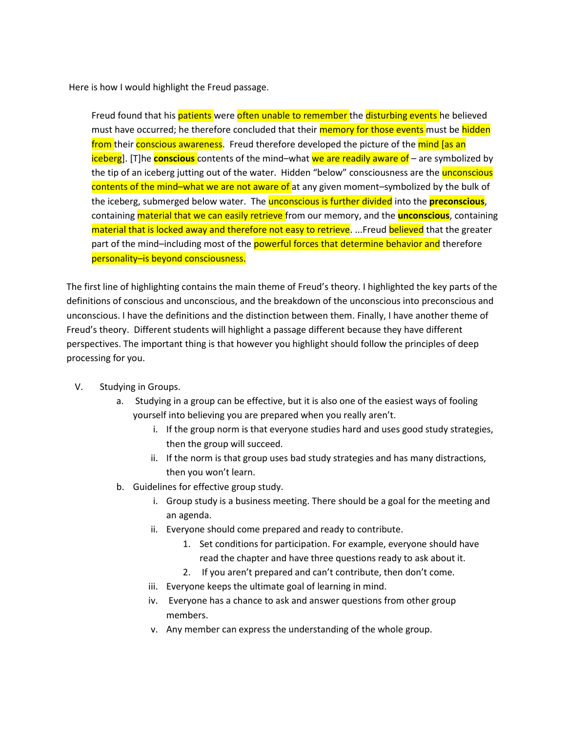Here is how I would highlight the Freud passage.

> Freud found that his patients were often unable to remember the disturbing events he believed must have occurred; he therefore concluded that their memory for those events must be hidden from their conscious awareness. Freud therefore developed the picture of the mind [as an iceberg]. [T]he **conscious** contents of the mind–what we are readily aware of – are symbolized by the tip of an iceberg jutting out of the water. Hidden "below" consciousness are the unconscious contents of the mind–what we are not aware of at any given moment–symbolized by the bulk of the iceberg, submerged below water. The unconscious is further divided into the **preconscious**, containing material that we can easily retrieve from our memory, and the **unconscious**, containing material that is locked away and therefore not easy to retrieve. ...Freud believed that the greater part of the mind–including most of the powerful forces that determine behavior and therefore personality–is beyond consciousness.

The first line of highlighting contains the main theme of Freud's theory. I highlighted the key parts of the definitions of conscious and unconscious, and the breakdown of the unconscious into preconscious and unconscious. I have the definitions and the distinction between them. Finally, I have another theme of Freud's theory. Different students will highlight a passage different because they have different perspectives. The important thing is that however you highlight should follow the principles of deep processing for you.

V. Studying in Groups.
   a. Studying in a group can be effective, but it is also one of the easiest ways of fooling yourself into believing you are prepared when you really aren't.
      i. If the group norm is that everyone studies hard and uses good study strategies, then the group will succeed.
      ii. If the norm is that group uses bad study strategies and has many distractions, then you won't learn.
   b. Guidelines for effective group study.
      i. Group study is a business meeting. There should be a goal for the meeting and an agenda.
      ii. Everyone should come prepared and ready to contribute.
         1. Set conditions for participation. For example, everyone should have read the chapter and have three questions ready to ask about it.
         2. If you aren't prepared and can't contribute, then don't come.
      iii. Everyone keeps the ultimate goal of learning in mind.
      iv. Everyone has a chance to ask and answer questions from other group members.
      v. Any member can express the understanding of the whole group.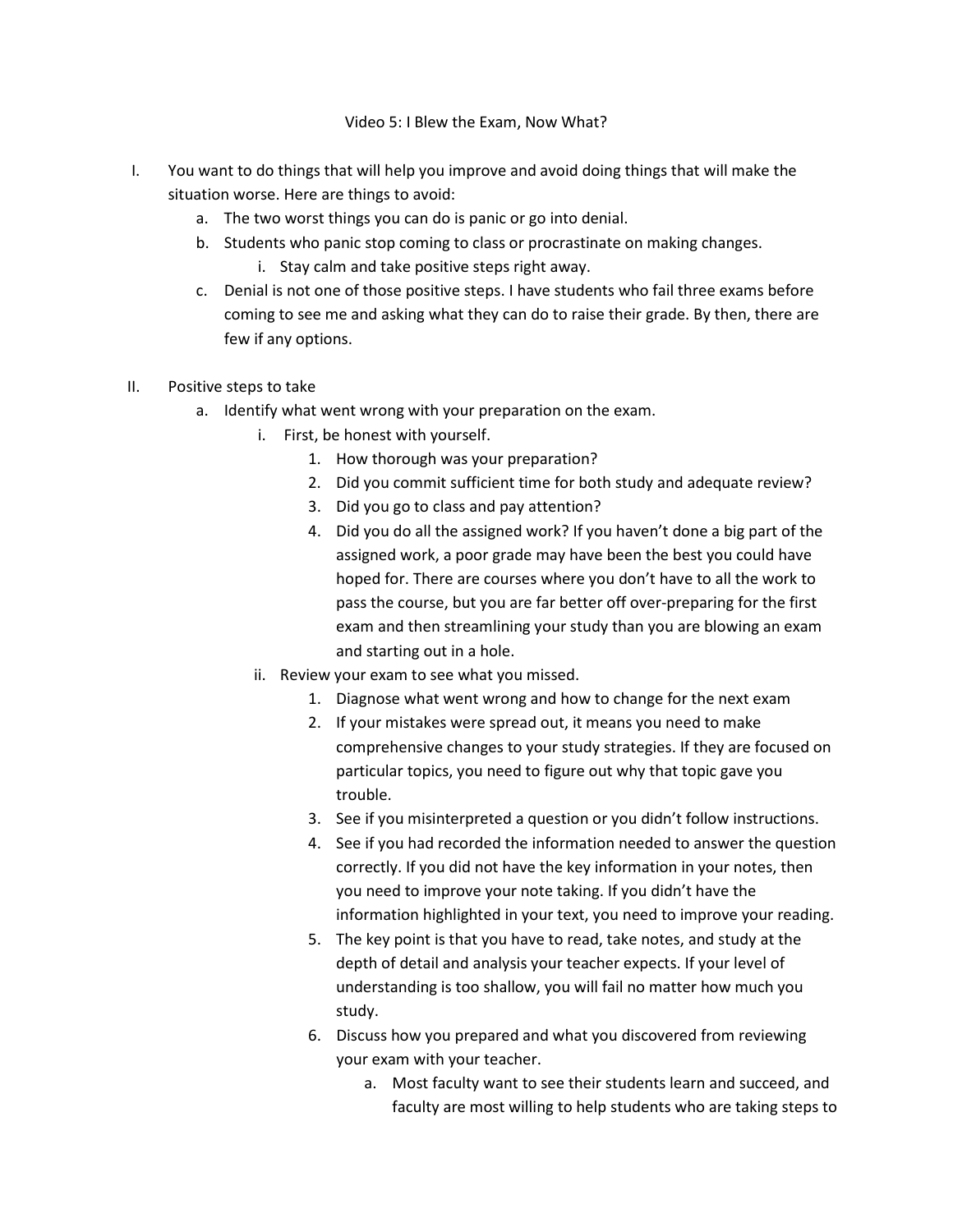# Video 5: I Blew the Exam, Now What?

I. You want to do things that will help you improve and avoid doing things that will make the situation worse. Here are things to avoid:
   a. The two worst things you can do is panic or go into denial.
   b. Students who panic stop coming to class or procrastinate on making changes.
      i. Stay calm and take positive steps right away.
   c. Denial is not one of those positive steps. I have students who fail three exams before coming to see me and asking what they can do to raise their grade. By then, there are few if any options.

II. Positive steps to take
   a. Identify what went wrong with your preparation on the exam.
      i. First, be honest with yourself.
         1. How thorough was your preparation?
         2. Did you commit sufficient time for both study and adequate review?
         3. Did you go to class and pay attention?
         4. Did you do all the assigned work? If you haven't done a big part of the assigned work, a poor grade may have been the best you could have hoped for. There are courses where you don't have to all the work to pass the course, but you are far better off over-preparing for the first exam and then streamlining your study than you are blowing an exam and starting out in a hole.
      ii. Review your exam to see what you missed.
         1. Diagnose what went wrong and how to change for the next exam
         2. If your mistakes were spread out, it means you need to make comprehensive changes to your study strategies. If they are focused on particular topics, you need to figure out why that topic gave you trouble.
         3. See if you misinterpreted a question or you didn't follow instructions.
         4. See if you had recorded the information needed to answer the question correctly. If you did not have the key information in your notes, then you need to improve your note taking. If you didn't have the information highlighted in your text, you need to improve your reading.
         5. The key point is that you have to read, take notes, and study at the depth of detail and analysis your teacher expects. If your level of understanding is too shallow, you will fail no matter how much you study.
         6. Discuss how you prepared and what you discovered from reviewing your exam with your teacher.
            a. Most faculty want to see their students learn and succeed, and faculty are most willing to help students who are taking steps to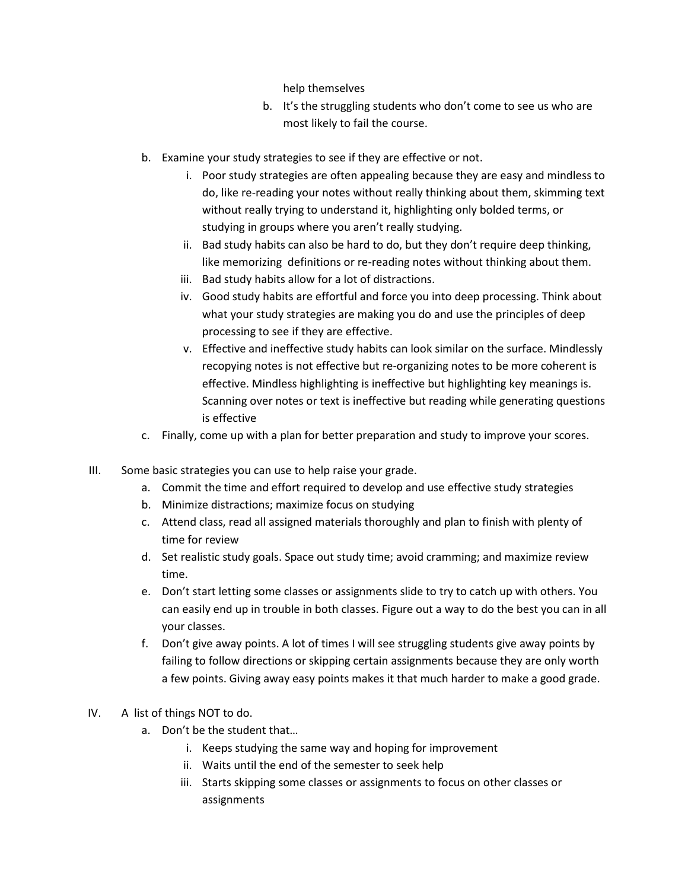help themselves

b. It's the struggling students who don't come to see us who are most likely to fail the course.

b. Examine your study strategies to see if they are effective or not.
   i. Poor study strategies are often appealing because they are easy and mindless to do, like re-reading your notes without really thinking about them, skimming text without really trying to understand it, highlighting only bolded terms, or studying in groups where you aren't really studying.
   ii. Bad study habits can also be hard to do, but they don't require deep thinking, like memorizing definitions or re-reading notes without thinking about them.
   iii. Bad study habits allow for a lot of distractions.
   iv. Good study habits are effortful and force you into deep processing. Think about what your study strategies are making you do and use the principles of deep processing to see if they are effective.
   v. Effective and ineffective study habits can look similar on the surface. Mindlessly recopying notes is not effective but re-organizing notes to be more coherent is effective. Mindless highlighting is ineffective but highlighting key meanings is. Scanning over notes or text is ineffective but reading while generating questions is effective

c. Finally, come up with a plan for better preparation and study to improve your scores.

III. Some basic strategies you can use to help raise your grade.
   a. Commit the time and effort required to develop and use effective study strategies
   b. Minimize distractions; maximize focus on studying
   c. Attend class, read all assigned materials thoroughly and plan to finish with plenty of time for review
   d. Set realistic study goals. Space out study time; avoid cramming; and maximize review time.
   e. Don't start letting some classes or assignments slide to try to catch up with others. You can easily end up in trouble in both classes. Figure out a way to do the best you can in all your classes.
   f. Don't give away points. A lot of times I will see struggling students give away points by failing to follow directions or skipping certain assignments because they are only worth a few points. Giving away easy points makes it that much harder to make a good grade.

IV. A list of things NOT to do.
   a. Don't be the student that…
      i. Keeps studying the same way and hoping for improvement
      ii. Waits until the end of the semester to seek help
      iii. Starts skipping some classes or assignments to focus on other classes or assignments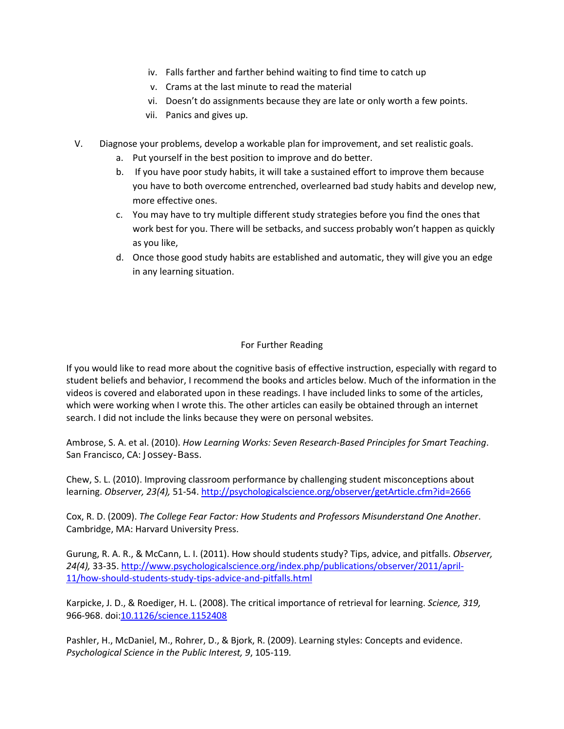iv. Falls farther and farther behind waiting to find time to catch up
   v. Crams at the last minute to read the material
   vi. Doesn't do assignments because they are late or only worth a few points.
   vii. Panics and gives up.

V. Diagnose your problems, develop a workable plan for improvement, and set realistic goals.
   a. Put yourself in the best position to improve and do better.
   b. If you have poor study habits, it will take a sustained effort to improve them because you have to both overcome entrenched, overlearned bad study habits and develop new, more effective ones.
   c. You may have to try multiple different study strategies before you find the ones that work best for you. There will be setbacks, and success probably won't happen as quickly as you like,
   d. Once those good study habits are established and automatic, they will give you an edge in any learning situation.

## For Further Reading

If you would like to read more about the cognitive basis of effective instruction, especially with regard to student beliefs and behavior, I recommend the books and articles below. Much of the information in the videos is covered and elaborated upon in these readings. I have included links to some of the articles, which were working when I wrote this. The other articles can easily be obtained through an internet search. I did not include the links because they were on personal websites.

Ambrose, S. A. et al. (2010). *How Learning Works: Seven Research-Based Principles for Smart Teaching*. San Francisco, CA: Jossey-Bass.

Chew, S. L. (2010). Improving classroom performance by challenging student misconceptions about learning. *Observer, 23(4),* 51-54. http://psychologicalscience.org/observer/getArticle.cfm?id=2666

Cox, R. D. (2009). *The College Fear Factor: How Students and Professors Misunderstand One Another*. Cambridge, MA: Harvard University Press.

Gurung, R. A. R., & McCann, L. I. (2011). How should students study? Tips, advice, and pitfalls. *Observer, 24(4),* 33-35. http://www.psychologicalscience.org/index.php/publications/observer/2011/april-11/how-should-students-study-tips-advice-and-pitfalls.html

Karpicke, J. D., & Roediger, H. L. (2008). The critical importance of retrieval for learning. *Science, 319,* 966-968. doi:10.1126/science.1152408

Pashler, H., McDaniel, M., Rohrer, D., & Bjork, R. (2009). Learning styles: Concepts and evidence. *Psychological Science in the Public Interest, 9*, 105-119.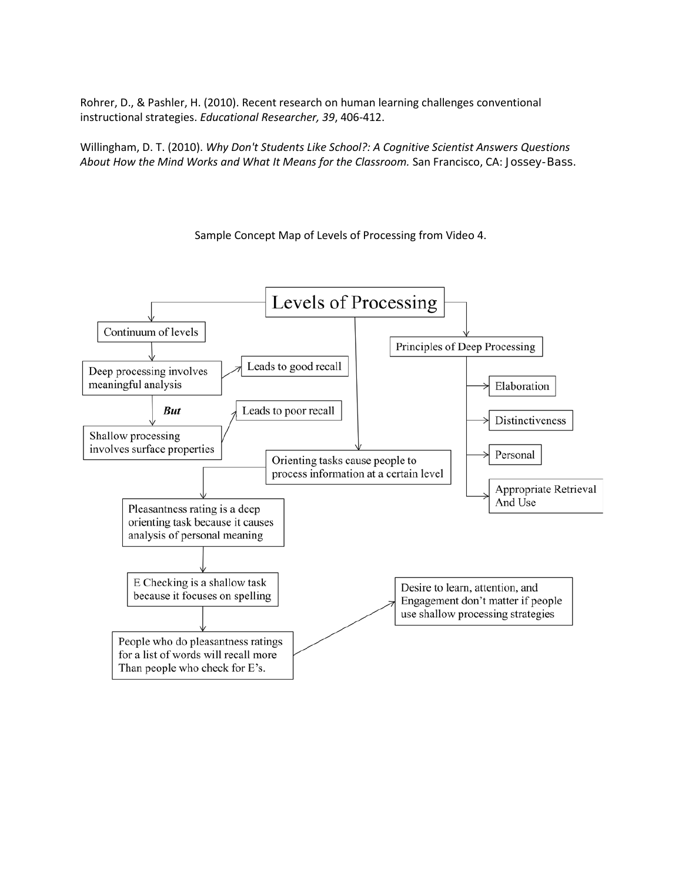Rohrer, D., & Pashler, H. (2010). Recent research on human learning challenges conventional instructional strategies. *Educational Researcher, 39*, 406-412.

Willingham, D. T. (2010). *Why Don't Students Like School?: A Cognitive Scientist Answers Questions About How the Mind Works and What It Means for the Classroom.* San Francisco, CA: Jossey-Bass.

Sample Concept Map of Levels of Processing from Video 4.

Levels of Processing

Continuum of levels

Deep processing involves meaningful analysis

Leads to good recall

*But*

Shallow processing involves surface properties

Leads to poor recall

Orienting tasks cause people to process information at a certain level

Pleasantness rating is a deep orienting task because it causes analysis of personal meaning

E Checking is a shallow task because it focuses on spelling

People who do pleasantness ratings for a list of words will recall more Than people who check for E's.

Desire to learn, attention, and Engagement don't matter if people use shallow processing strategies

Principles of Deep Processing

Elaboration

Distinctiveness

Personal

Appropriate Retrieval And Use